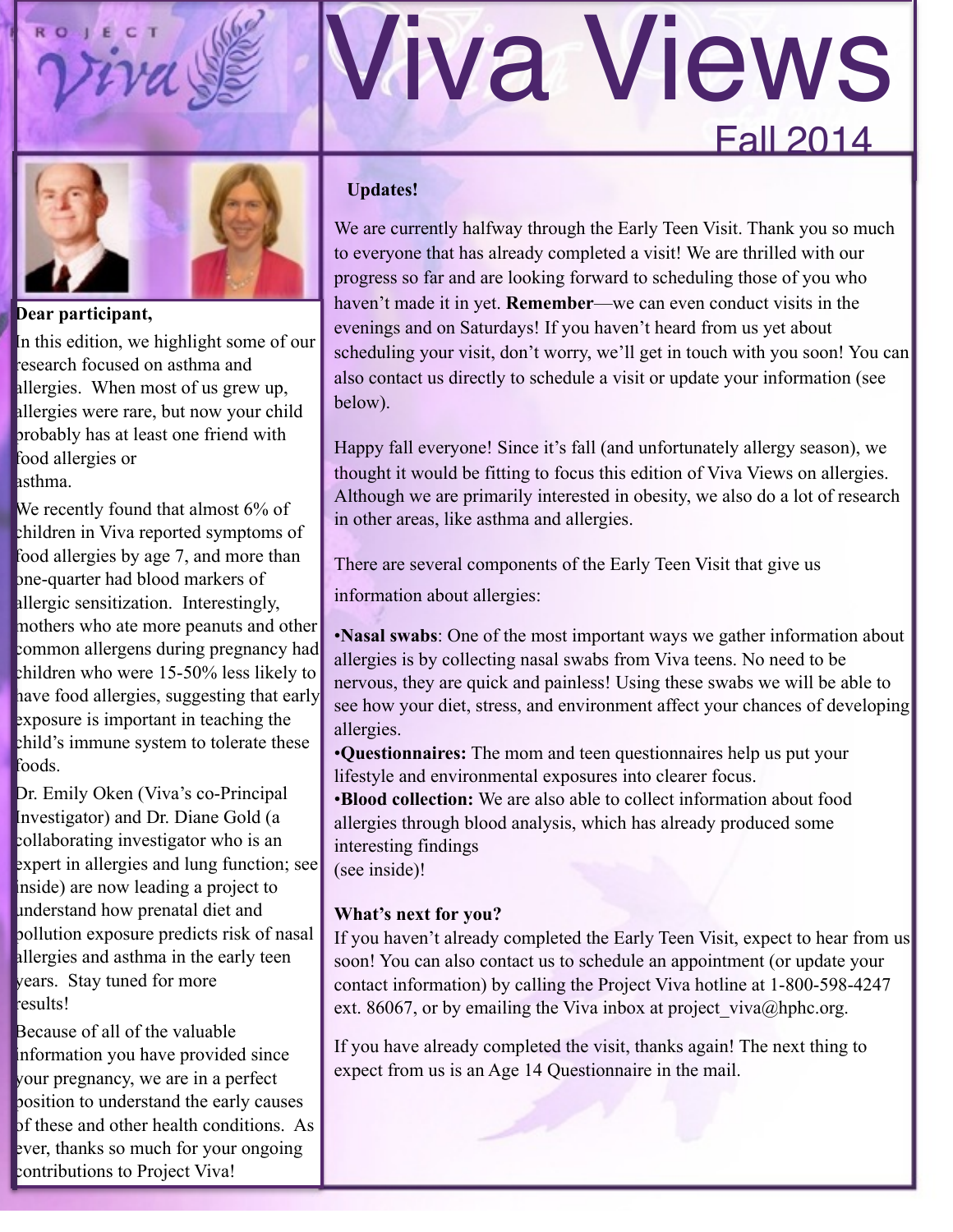# Viva Views

## Fall 2014

**Dear participant,**

In this edition, we highlight some of our research focused on asthma and allergies. When most of us grew up, allergies were rare, but now your child probably has at least one friend with food allergies or asthma.

We recently found that almost 6% of children in Viva reported symptoms of food allergies by age 7, and more than one-quarter had blood markers of allergic sensitization. Interestingly, mothers who ate more peanuts and other common allergens during pregnancy had children who were 15-50% less likely to have food allergies, suggesting that early exposure is important in teaching the child's immune system to tolerate these foods.

Dr. Emily Oken (Viva's co-Principal Investigator) and Dr. Diane Gold (a collaborating investigator who is an expert in allergies and lung function; see inside) are now leading a project to understand how prenatal diet and pollution exposure predicts risk of nasal allergies and asthma in the early teen years. Stay tuned for more results!

Because of all of the valuable information you have provided since your pregnancy, we are in a perfect position to understand the early causes of these and other health conditions. As ever, thanks so much for your ongoing contributions to Project Viva!

**Updates!**

We are currently halfway through the Early Teen Visit. Thank you so much to everyone that has already completed a visit! We are thrilled with our progress so far and are looking forward to scheduling those of you who haven't made it in yet. **Remember**—we can even conduct visits in the evenings and on Saturdays! If you haven't heard from us yet about scheduling your visit, don't worry, we'll get in touch with you soon! You can also contact us directly to schedule a visit or update your information (see below).

Happy fall everyone! Since it's fall (and unfortunately allergy season), we thought it would be fitting to focus this edition of Viva Views on allergies. Although we are primarily interested in obesity, we also do a lot of research in other areas, like asthma and allergies.

There are several components of the Early Teen Visit that give us information about allergies:

- **Nasal swabs**: One of the most important ways we gather information about allergies is by collecting nasal swabs from Viva teens. No need to be nervous, they are quick and painless! Using these swabs we will be able to see how your diet, stress, and environment affect your chances of developing allergies.
- **Questionnaires:** The mom and teen questionnaires help us put your lifestyle and environmental exposures into clearer focus.
- **Blood collection:** We are also able to collect information about food allergies through blood analysis, which has already produced some interesting findings (see inside)!

**What's next for you?**

If you haven't already completed the Early Teen Visit, expect to hear from us soon! You can also contact us to schedule an appointment (or update your contact information) by calling the Project Viva hotline at 1-800-598-4247 ext. 86067, or by emailing the Viva inbox at project_viva@hphc.org.

If you have already completed the visit, thanks again! The next thing to expect from us is an Age 14 Questionnaire in the mail.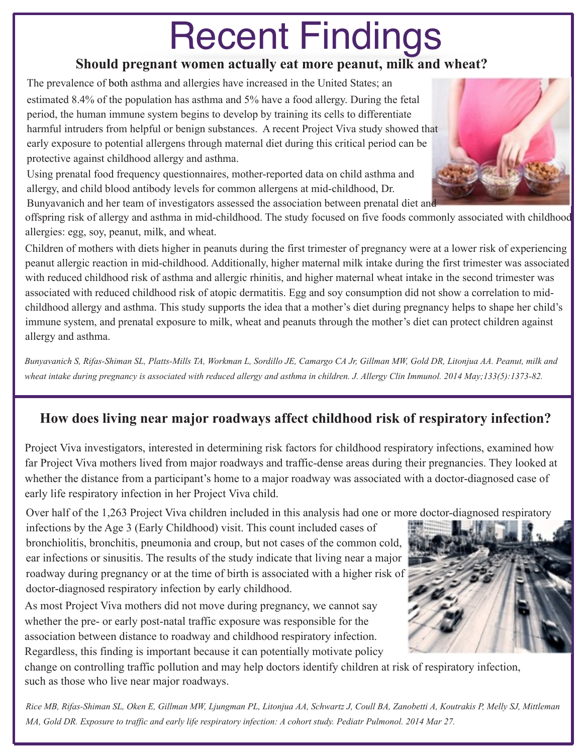# Recent Findings

## Should pregnant women actually eat more peanut, milk and wheat?

The prevalence of both asthma and allergies have increased in the United States; an estimated 8.4% of the population has asthma and 5% have a food allergy. During the fetal period, the human immune system begins to develop by training its cells to differentiate harmful intruders from helpful or benign substances. A recent Project Viva study showed that early exposure to potential allergens through maternal diet during this critical period can be protective against childhood allergy and asthma.

Using prenatal food frequency questionnaires, mother-reported data on child asthma and allergy, and child blood antibody levels for common allergens at mid-childhood, Dr. Bunyavanich and her team of investigators assessed the association between prenatal diet and offspring risk of allergy and asthma in mid-childhood. The study focused on five foods commonly associated with childhood allergies: egg, soy, peanut, milk, and wheat.

Children of mothers with diets higher in peanuts during the first trimester of pregnancy were at a lower risk of experiencing peanut allergic reaction in mid-childhood. Additionally, higher maternal milk intake during the first trimester was associated with reduced childhood risk of asthma and allergic rhinitis, and higher maternal wheat intake in the second trimester was associated with reduced childhood risk of atopic dermatitis. Egg and soy consumption did not show a correlation to mid-childhood allergy and asthma. This study supports the idea that a mother's diet during pregnancy helps to shape her child's immune system, and prenatal exposure to milk, wheat and peanuts through the mother's diet can protect children against allergy and asthma.

*Bunyavanich S, Rifas-Shiman SL, Platts-Mills TA, Workman L, Sordillo JE, Camargo CA Jr, Gillman MW, Gold DR, Litonjua AA. Peanut, milk and wheat intake during pregnancy is associated with reduced allergy and asthma in children. J. Allergy Clin Immunol. 2014 May;133(5):1373-82.*

## How does living near major roadways affect childhood risk of respiratory infection?

Project Viva investigators, interested in determining risk factors for childhood respiratory infections, examined how far Project Viva mothers lived from major roadways and traffic-dense areas during their pregnancies. They looked at whether the distance from a participant's home to a major roadway was associated with a doctor-diagnosed case of early life respiratory infection in her Project Viva child.

Over half of the 1,263 Project Viva children included in this analysis had one or more doctor-diagnosed respiratory infections by the Age 3 (Early Childhood) visit. This count included cases of bronchiolitis, bronchitis, pneumonia and croup, but not cases of the common cold, ear infections or sinusitis. The results of the study indicate that living near a major roadway during pregnancy or at the time of birth is associated with a higher risk of doctor-diagnosed respiratory infection by early childhood.

As most Project Viva mothers did not move during pregnancy, we cannot say whether the pre- or early post-natal traffic exposure was responsible for the association between distance to roadway and childhood respiratory infection. Regardless, this finding is important because it can potentially motivate policy change on controlling traffic pollution and may help doctors identify children at risk of respiratory infection, such as those who live near major roadways.

*Rice MB, Rifas-Shiman SL, Oken E, Gillman MW, Ljungman PL, Litonjua AA, Schwartz J, Coull BA, Zanobetti A, Koutrakis P, Melly SJ, Mittleman MA, Gold DR. Exposure to traffic and early life respiratory infection: A cohort study. Pediatr Pulmonol. 2014 Mar 27.*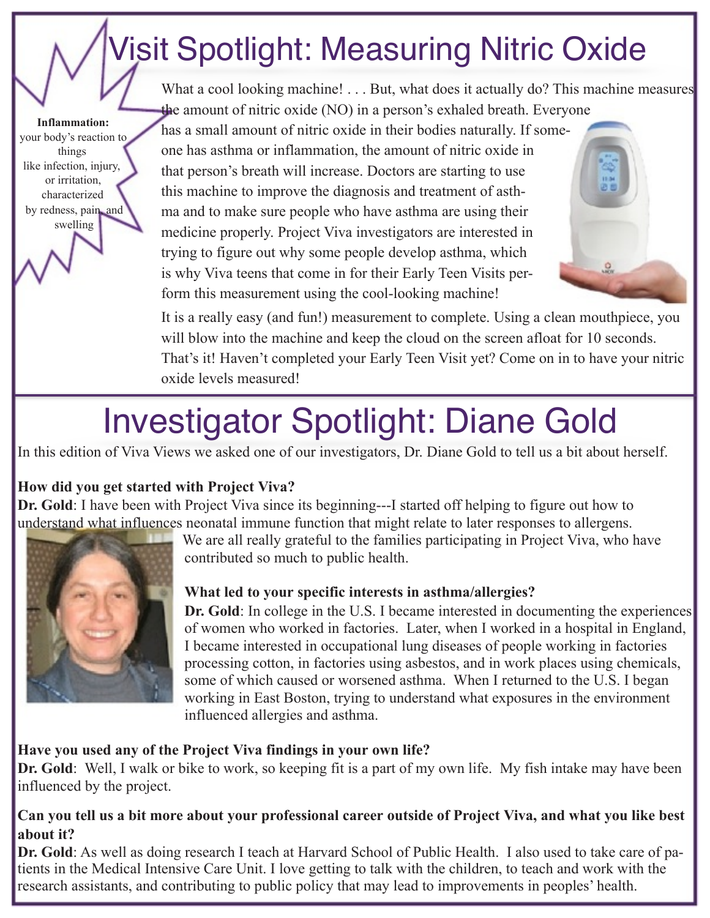# Visit Spotlight: Measuring Nitric Oxide

**Inflammation:** your body's reaction to things like infection, injury, or irritation, characterized by redness, pain, and swelling

What a cool looking machine! . . . But, what does it actually do? This machine measures the amount of nitric oxide (NO) in a person's exhaled breath. Everyone has a small amount of nitric oxide in their bodies naturally. If someone has asthma or inflammation, the amount of nitric oxide in that person's breath will increase. Doctors are starting to use this machine to improve the diagnosis and treatment of asthma and to make sure people who have asthma are using their medicine properly. Project Viva investigators are interested in trying to figure out why some people develop asthma, which is why Viva teens that come in for their Early Teen Visits perform this measurement using the cool-looking machine!

It is a really easy (and fun!) measurement to complete. Using a clean mouthpiece, you will blow into the machine and keep the cloud on the screen afloat for 10 seconds. That's it! Haven't completed your Early Teen Visit yet? Come on in to have your nitric oxide levels measured!

# Investigator Spotlight: Diane Gold

In this edition of Viva Views we asked one of our investigators, Dr. Diane Gold to tell us a bit about herself.

**How did you get started with Project Viva?**
**Dr. Gold**: I have been with Project Viva since its beginning---I started off helping to figure out how to understand what influences neonatal immune function that might relate to later responses to allergens. We are all really grateful to the families participating in Project Viva, who have contributed so much to public health.

**What led to your specific interests in asthma/allergies?**
**Dr. Gold**: In college in the U.S. I became interested in documenting the experiences of women who worked in factories. Later, when I worked in a hospital in England, I became interested in occupational lung diseases of people working in factories processing cotton, in factories using asbestos, and in work places using chemicals, some of which caused or worsened asthma. When I returned to the U.S. I began working in East Boston, trying to understand what exposures in the environment influenced allergies and asthma.

**Have you used any of the Project Viva findings in your own life?**
**Dr. Gold**: Well, I walk or bike to work, so keeping fit is a part of my own life. My fish intake may have been influenced by the project.

**Can you tell us a bit more about your professional career outside of Project Viva, and what you like best about it?**
**Dr. Gold**: As well as doing research I teach at Harvard School of Public Health. I also used to take care of patients in the Medical Intensive Care Unit. I love getting to talk with the children, to teach and work with the research assistants, and contributing to public policy that may lead to improvements in peoples' health.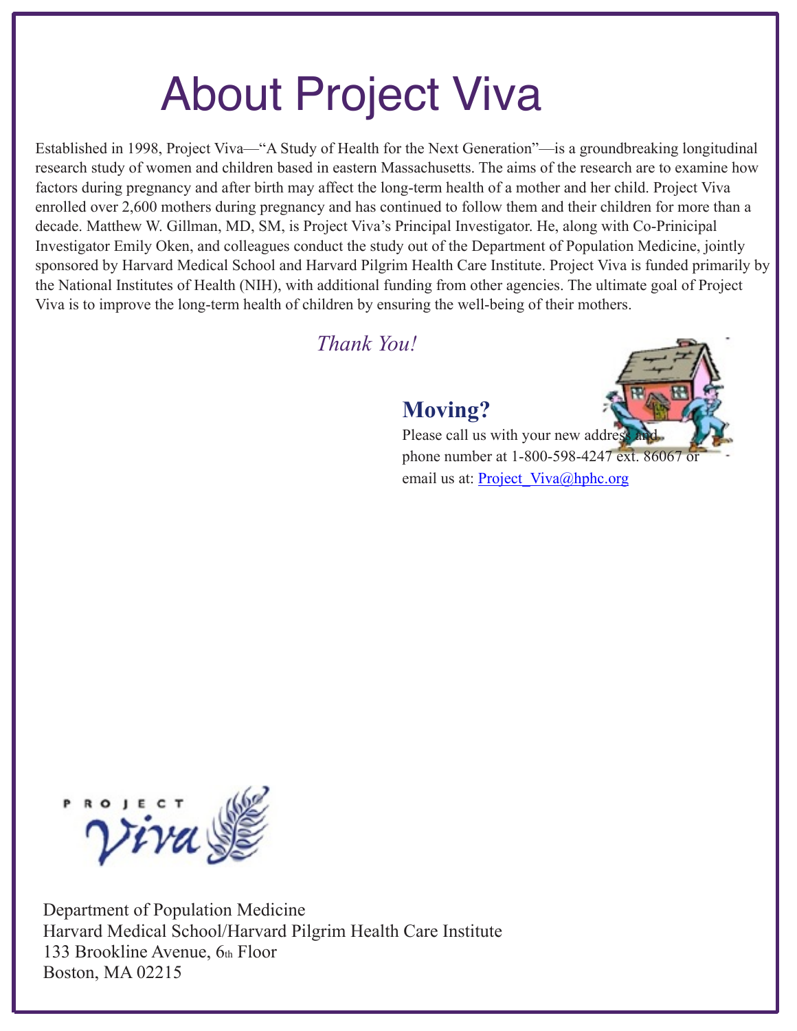# About Project Viva

Established in 1998, Project Viva—"A Study of Health for the Next Generation"—is a groundbreaking longitudinal research study of women and children based in eastern Massachusetts. The aims of the research are to examine how factors during pregnancy and after birth may affect the long-term health of a mother and her child. Project Viva enrolled over 2,600 mothers during pregnancy and has continued to follow them and their children for more than a decade. Matthew W. Gillman, MD, SM, is Project Viva's Principal Investigator. He, along with Co-Prinicipal Investigator Emily Oken, and colleagues conduct the study out of the Department of Population Medicine, jointly sponsored by Harvard Medical School and Harvard Pilgrim Health Care Institute. Project Viva is funded primarily by the National Institutes of Health (NIH), with additional funding from other agencies. The ultimate goal of Project Viva is to improve the long-term health of children by ensuring the well-being of their mothers.

*Thank You!*

## Moving?

Please call us with your new address and phone number at 1-800-598-4247 ext. 86067 or email us at: Project_Viva@hphc.org

PROJECT Viva

Department of Population Medicine
Harvard Medical School/Harvard Pilgrim Health Care Institute
133 Brookline Avenue, 6th Floor
Boston, MA 02215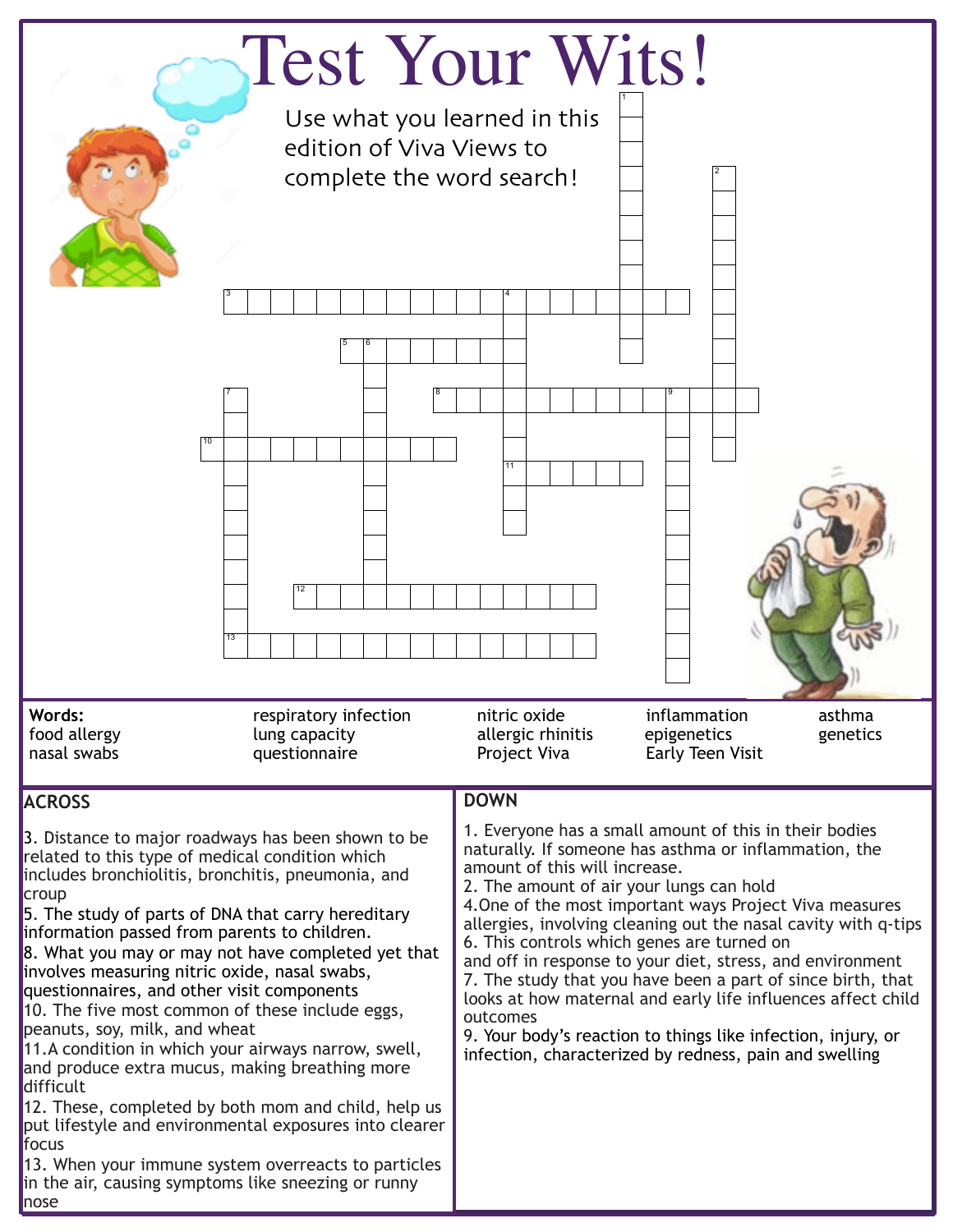# Test Your Wits!

Use what you learned in this edition of Viva Views to complete the word search!

**Words:**

food allergy
nasal swabs
respiratory infection
lung capacity
questionnaire
nitric oxide
allergic rhinitis
Project Viva
inflammation
epigenetics
Early Teen Visit
asthma
genetics

## ACROSS

3. Distance to major roadways has been shown to be related to this type of medical condition which includes bronchiolitis, bronchitis, pneumonia, and croup
5. The study of parts of DNA that carry hereditary information passed from parents to children.
8. What you may or may not have completed yet that involves measuring nitric oxide, nasal swabs, questionnaires, and other visit components
10. The five most common of these include eggs, peanuts, soy, milk, and wheat
11. A condition in which your airways narrow, swell, and produce extra mucus, making breathing more difficult
12. These, completed by both mom and child, help us put lifestyle and environmental exposures into clearer focus
13. When your immune system overreacts to particles in the air, causing symptoms like sneezing or runny nose

## DOWN

1. Everyone has a small amount of this in their bodies naturally. If someone has asthma or inflammation, the amount of this will increase.
2. The amount of air your lungs can hold
4. One of the most important ways Project Viva measures allergies, involving cleaning out the nasal cavity with q-tips
6. This controls which genes are turned on and off in response to your diet, stress, and environment
7. The study that you have been a part of since birth, that looks at how maternal and early life influences affect child outcomes
9. Your body's reaction to things like infection, injury, or infection, characterized by redness, pain and swelling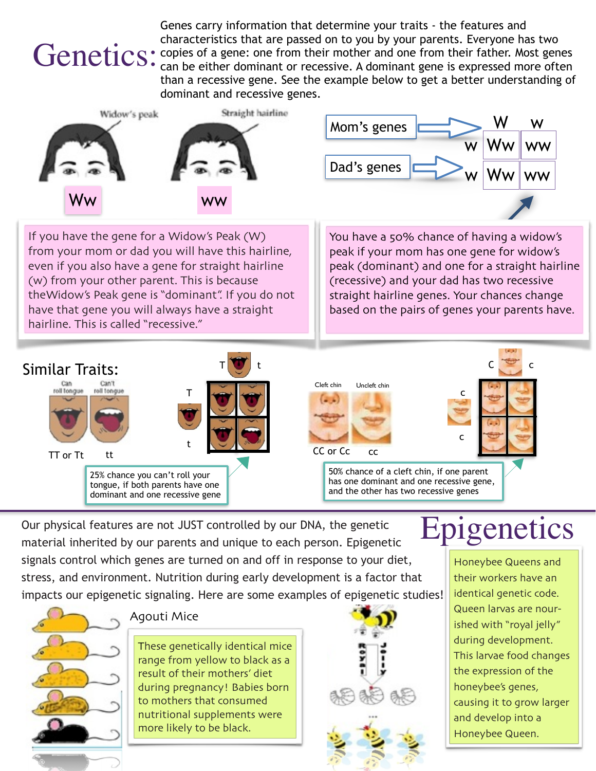# Genetics:

Genes carry information that determine your traits - the features and characteristics that are passed on to you by your parents. Everyone has two copies of a gene: one from their mother and one from their father. Most genes can be either dominant or recessive. A dominant gene is expressed more often than a recessive gene. See the example below to get a better understanding of dominant and recessive genes.

Widow's peak

Ww

Straight hairline

ww

Mom's genes

Dad's genes

| | W | w |
|---|---|---|
| w | Ww | ww |
| w | Ww | ww |

If you have the gene for a Widow's Peak (W) from your mom or dad you will have this hairline, even if you also have a gene for straight hairline (w) from your other parent. This is because theWidow's Peak gene is "dominant". If you do not have that gene you will always have a straight hairline. This is called "recessive."

You have a 50% chance of having a widow's peak if your mom has one gene for widow's peak (dominant) and one for a straight hairline (recessive) and your dad has two recessive straight hairline genes. Your chances change based on the pairs of genes your parents have.

## Similar Traits:

Can roll tongue

Can't roll tongue

TT or Tt

tt

T t

T t

25% chance you can't roll your tongue, if both parents have one dominant and one recessive gene

Cleft chin

Uncleft chin

CC or Cc

cc

C c

c c

50% chance of a cleft chin, if one parent has one dominant and one recessive gene, and the other has two recessive genes

# Epigenetics

Our physical features are not JUST controlled by our DNA, the genetic material inherited by our parents and unique to each person. Epigenetic signals control which genes are turned on and off in response to your diet, stress, and environment. Nutrition during early development is a factor that impacts our epigenetic signaling. Here are some examples of epigenetic studies!

Agouti Mice

These genetically identical mice range from yellow to black as a result of their mothers' diet during pregnancy! Babies born to mothers that consumed nutritional supplements were more likely to be black.

Royal Jelly

Honeybee Queens and their workers have an identical genetic code. Queen larvas are nourished with "royal jelly" during development. This larvae food changes the expression of the honeybee's genes, causing it to grow larger and develop into a Honeybee Queen.